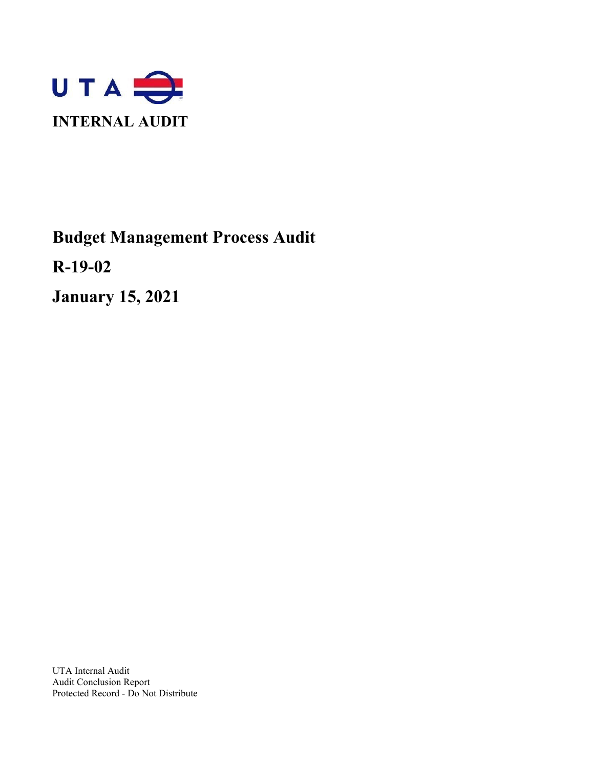UTA

INTERNAL AUDIT

# Budget Management Process Audit

# R-19-02

# January 15, 2021

UTA Internal Audit
Audit Conclusion Report
Protected Record - Do Not Distribute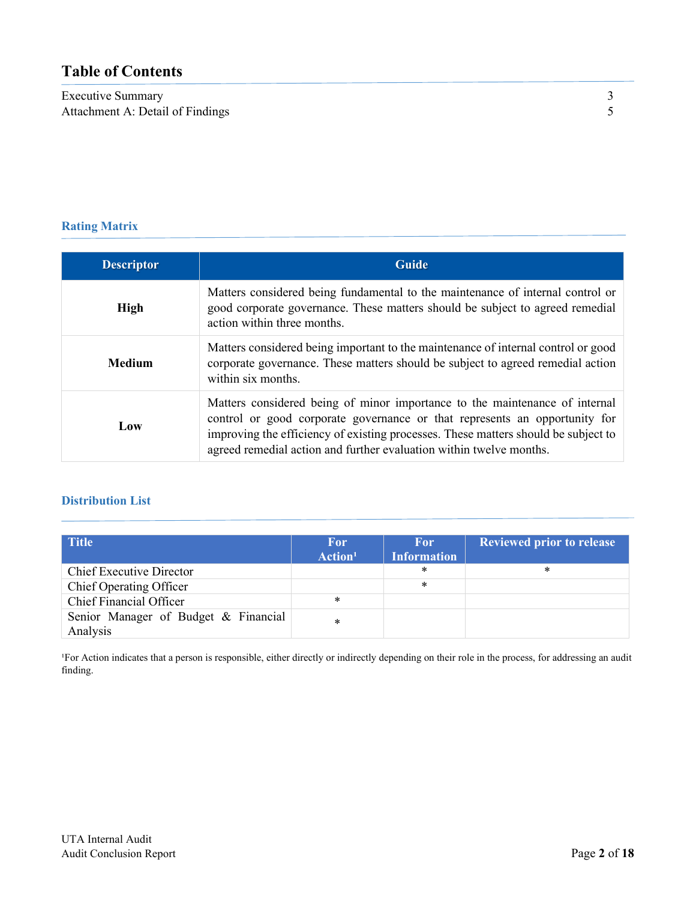## Table of Contents

| | |
|---|---|
| Executive Summary | 3 |
| Attachment A: Detail of Findings | 5 |

### Rating Matrix

| Descriptor | Guide |
|---|---|
| **High** | Matters considered being fundamental to the maintenance of internal control or good corporate governance. These matters should be subject to agreed remedial action within three months. |
| **Medium** | Matters considered being important to the maintenance of internal control or good corporate governance. These matters should be subject to agreed remedial action within six months. |
| **Low** | Matters considered being of minor importance to the maintenance of internal control or good corporate governance or that represents an opportunity for improving the efficiency of existing processes. These matters should be subject to agreed remedial action and further evaluation within twelve months. |

### Distribution List

| Title | For Action[1] | For Information | Reviewed prior to release |
|---|---|---|---|
| Chief Executive Director | | * | * |
| Chief Operating Officer | | * | |
| Chief Financial Officer | * | | |
| Senior Manager of Budget & Financial Analysis | * | | |

[1]For Action indicates that a person is responsible, either directly or indirectly depending on their role in the process, for addressing an audit finding.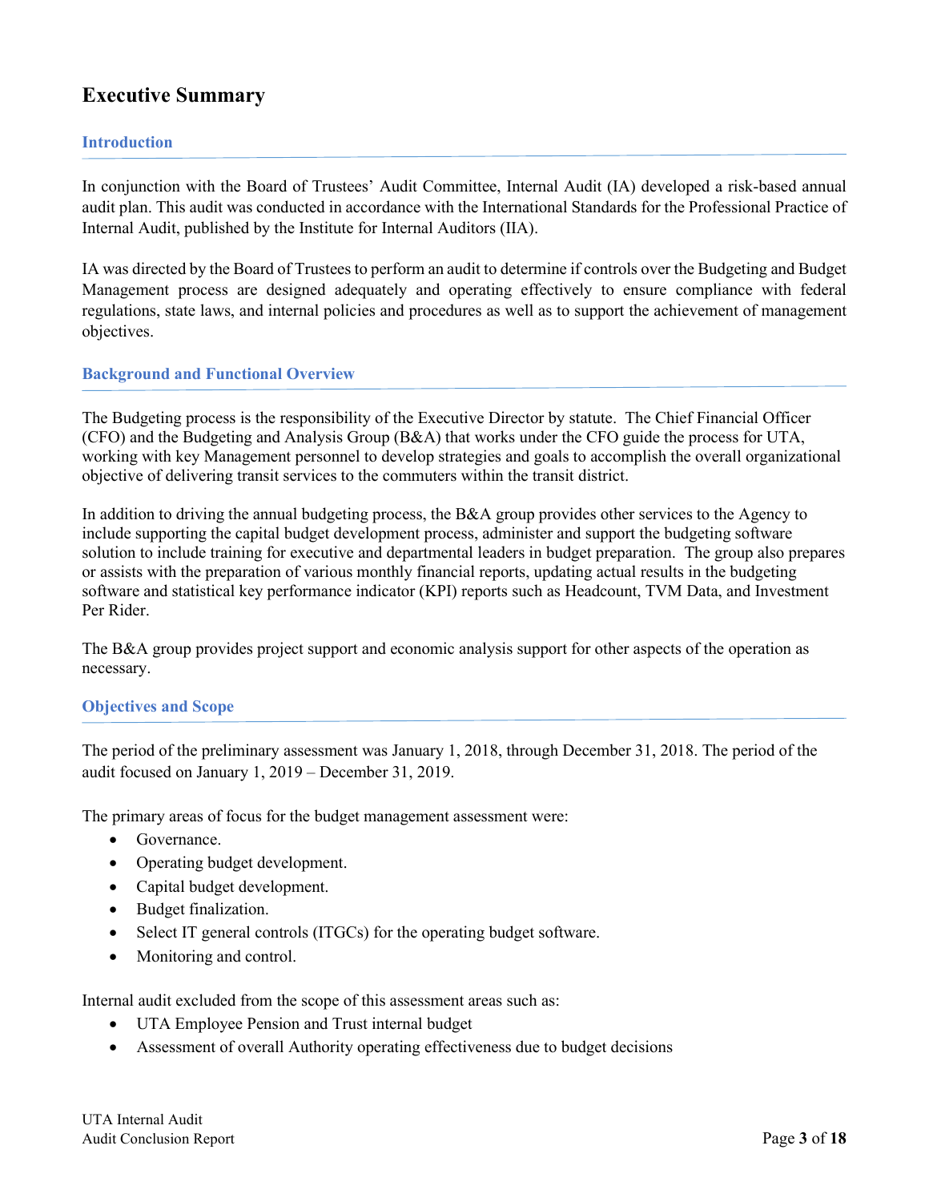# Executive Summary

## Introduction

In conjunction with the Board of Trustees' Audit Committee, Internal Audit (IA) developed a risk-based annual audit plan. This audit was conducted in accordance with the International Standards for the Professional Practice of Internal Audit, published by the Institute for Internal Auditors (IIA).

IA was directed by the Board of Trustees to perform an audit to determine if controls over the Budgeting and Budget Management process are designed adequately and operating effectively to ensure compliance with federal regulations, state laws, and internal policies and procedures as well as to support the achievement of management objectives.

## Background and Functional Overview

The Budgeting process is the responsibility of the Executive Director by statute. The Chief Financial Officer (CFO) and the Budgeting and Analysis Group (B&A) that works under the CFO guide the process for UTA, working with key Management personnel to develop strategies and goals to accomplish the overall organizational objective of delivering transit services to the commuters within the transit district.

In addition to driving the annual budgeting process, the B&A group provides other services to the Agency to include supporting the capital budget development process, administer and support the budgeting software solution to include training for executive and departmental leaders in budget preparation. The group also prepares or assists with the preparation of various monthly financial reports, updating actual results in the budgeting software and statistical key performance indicator (KPI) reports such as Headcount, TVM Data, and Investment Per Rider.

The B&A group provides project support and economic analysis support for other aspects of the operation as necessary.

## Objectives and Scope

The period of the preliminary assessment was January 1, 2018, through December 31, 2018. The period of the audit focused on January 1, 2019 – December 31, 2019.

The primary areas of focus for the budget management assessment were:

- Governance.
- Operating budget development.
- Capital budget development.
- Budget finalization.
- Select IT general controls (ITGCs) for the operating budget software.
- Monitoring and control.

Internal audit excluded from the scope of this assessment areas such as:

- UTA Employee Pension and Trust internal budget
- Assessment of overall Authority operating effectiveness due to budget decisions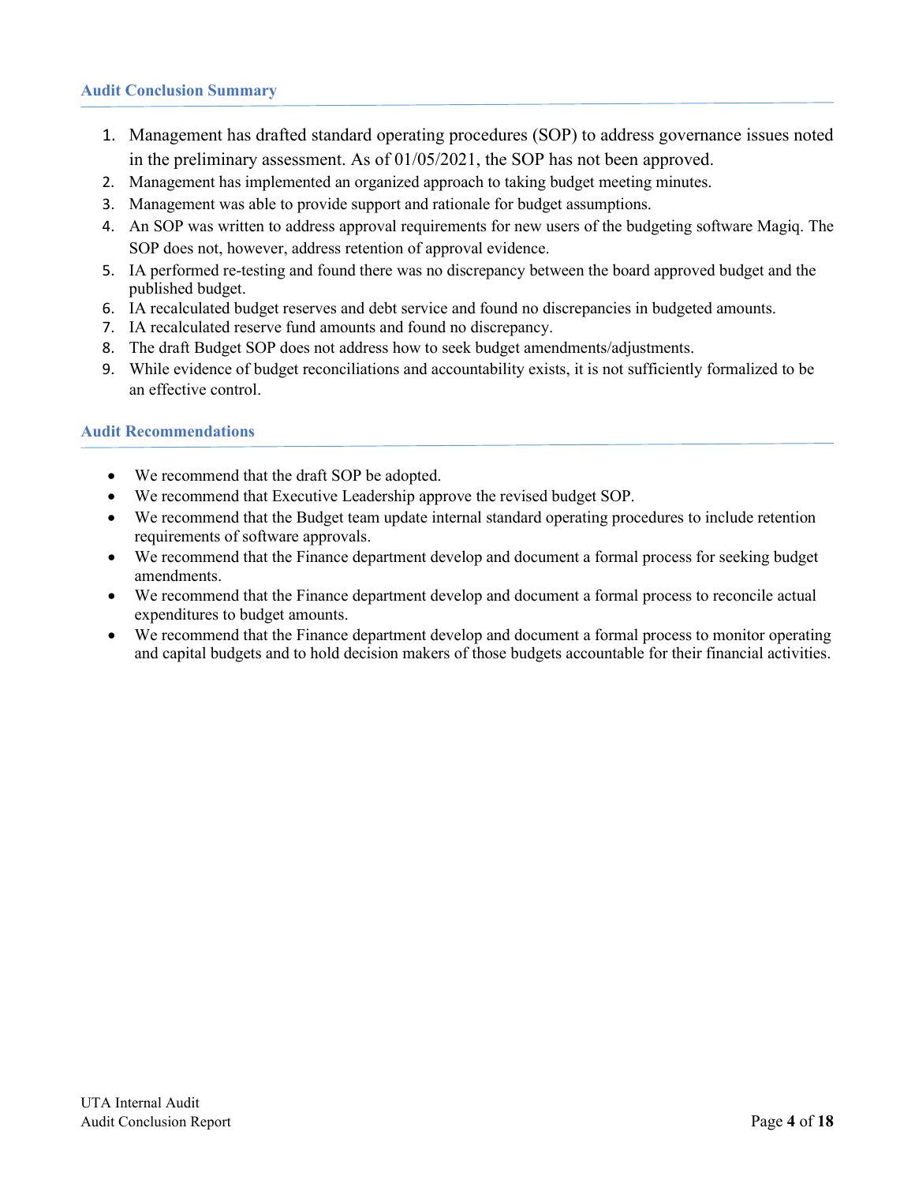## Audit Conclusion Summary

1. Management has drafted standard operating procedures (SOP) to address governance issues noted in the preliminary assessment. As of 01/05/2021, the SOP has not been approved.
2. Management has implemented an organized approach to taking budget meeting minutes.
3. Management was able to provide support and rationale for budget assumptions.
4. An SOP was written to address approval requirements for new users of the budgeting software Magiq. The SOP does not, however, address retention of approval evidence.
5. IA performed re-testing and found there was no discrepancy between the board approved budget and the published budget.
6. IA recalculated budget reserves and debt service and found no discrepancies in budgeted amounts.
7. IA recalculated reserve fund amounts and found no discrepancy.
8. The draft Budget SOP does not address how to seek budget amendments/adjustments.
9. While evidence of budget reconciliations and accountability exists, it is not sufficiently formalized to be an effective control.

## Audit Recommendations

- We recommend that the draft SOP be adopted.
- We recommend that Executive Leadership approve the revised budget SOP.
- We recommend that the Budget team update internal standard operating procedures to include retention requirements of software approvals.
- We recommend that the Finance department develop and document a formal process for seeking budget amendments.
- We recommend that the Finance department develop and document a formal process to reconcile actual expenditures to budget amounts.
- We recommend that the Finance department develop and document a formal process to monitor operating and capital budgets and to hold decision makers of those budgets accountable for their financial activities.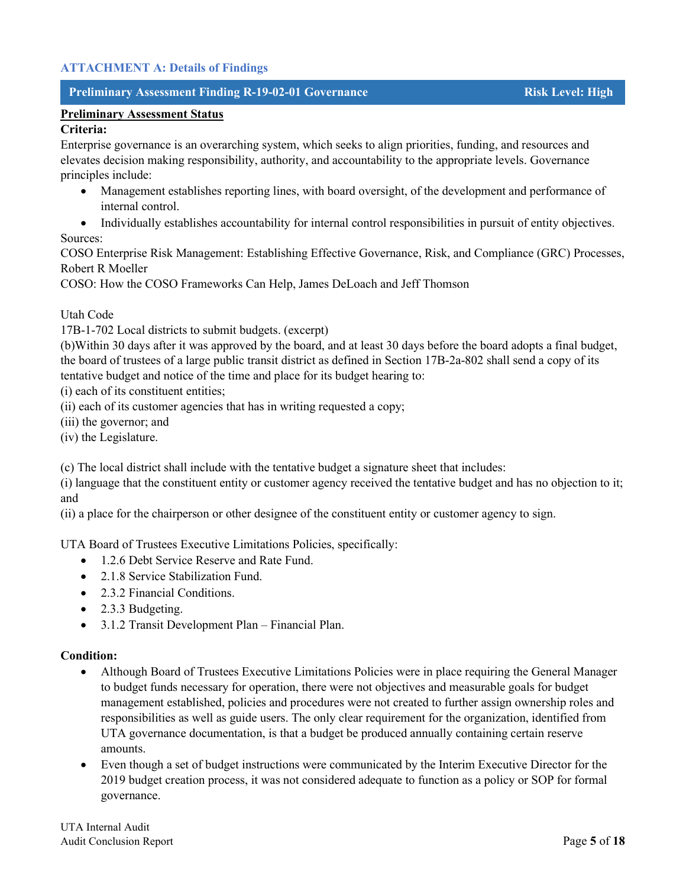### ATTACHMENT A: Details of Findings

**Preliminary Assessment Finding R-19-02-01 Governance — Risk Level: High**

**<u>Preliminary Assessment Status</u>**

**Criteria:**

Enterprise governance is an overarching system, which seeks to align priorities, funding, and resources and elevates decision making responsibility, authority, and accountability to the appropriate levels. Governance principles include:

- Management establishes reporting lines, with board oversight, of the development and performance of internal control.
- Individually establishes accountability for internal control responsibilities in pursuit of entity objectives.

Sources:

COSO Enterprise Risk Management: Establishing Effective Governance, Risk, and Compliance (GRC) Processes, Robert R Moeller

COSO: How the COSO Frameworks Can Help, James DeLoach and Jeff Thomson

Utah Code

17B-1-702 Local districts to submit budgets. (excerpt)

(b)Within 30 days after it was approved by the board, and at least 30 days before the board adopts a final budget, the board of trustees of a large public transit district as defined in Section 17B-2a-802 shall send a copy of its tentative budget and notice of the time and place for its budget hearing to:

(i) each of its constituent entities;

(ii) each of its customer agencies that has in writing requested a copy;

(iii) the governor; and

(iv) the Legislature.

(c) The local district shall include with the tentative budget a signature sheet that includes:

(i) language that the constituent entity or customer agency received the tentative budget and has no objection to it; and

(ii) a place for the chairperson or other designee of the constituent entity or customer agency to sign.

UTA Board of Trustees Executive Limitations Policies, specifically:

- 1.2.6 Debt Service Reserve and Rate Fund.
- 2.1.8 Service Stabilization Fund.
- 2.3.2 Financial Conditions.
- 2.3.3 Budgeting.
- 3.1.2 Transit Development Plan – Financial Plan.

**Condition:**

- Although Board of Trustees Executive Limitations Policies were in place requiring the General Manager to budget funds necessary for operation, there were not objectives and measurable goals for budget management established, policies and procedures were not created to further assign ownership roles and responsibilities as well as guide users. The only clear requirement for the organization, identified from UTA governance documentation, is that a budget be produced annually containing certain reserve amounts.
- Even though a set of budget instructions were communicated by the Interim Executive Director for the 2019 budget creation process, it was not considered adequate to function as a policy or SOP for formal governance.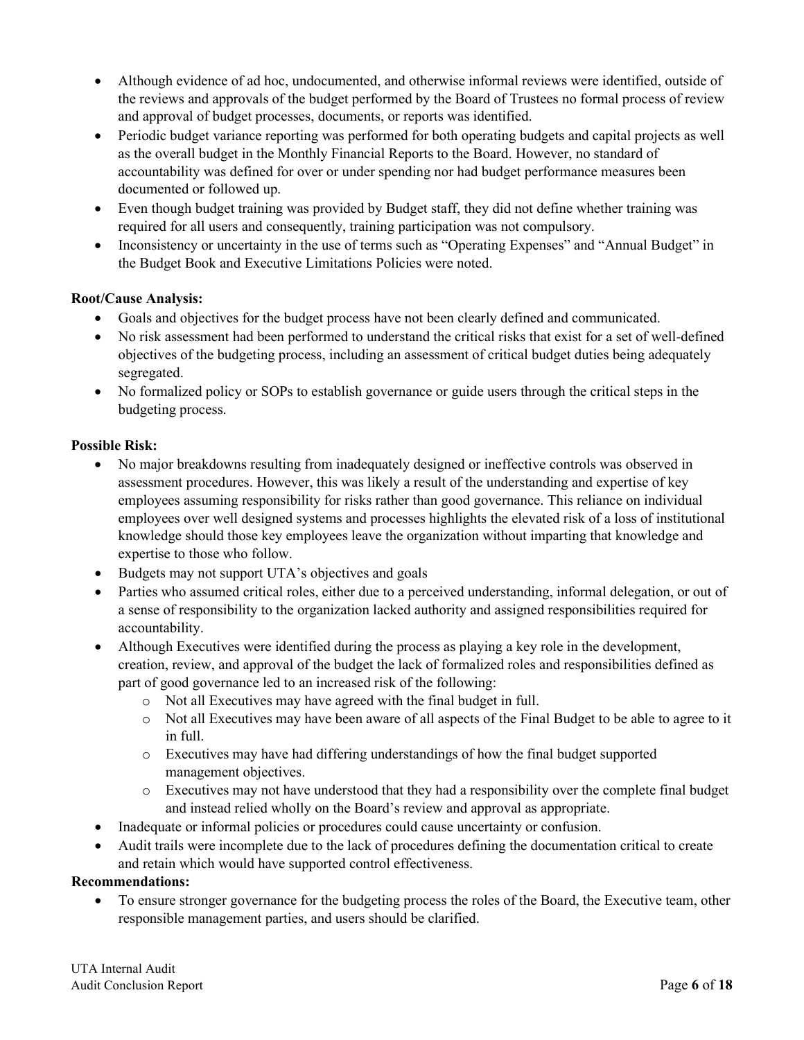- Although evidence of ad hoc, undocumented, and otherwise informal reviews were identified, outside of the reviews and approvals of the budget performed by the Board of Trustees no formal process of review and approval of budget processes, documents, or reports was identified.
- Periodic budget variance reporting was performed for both operating budgets and capital projects as well as the overall budget in the Monthly Financial Reports to the Board. However, no standard of accountability was defined for over or under spending nor had budget performance measures been documented or followed up.
- Even though budget training was provided by Budget staff, they did not define whether training was required for all users and consequently, training participation was not compulsory.
- Inconsistency or uncertainty in the use of terms such as "Operating Expenses" and "Annual Budget" in the Budget Book and Executive Limitations Policies were noted.

**Root/Cause Analysis:**

- Goals and objectives for the budget process have not been clearly defined and communicated.
- No risk assessment had been performed to understand the critical risks that exist for a set of well-defined objectives of the budgeting process, including an assessment of critical budget duties being adequately segregated.
- No formalized policy or SOPs to establish governance or guide users through the critical steps in the budgeting process.

**Possible Risk:**

- No major breakdowns resulting from inadequately designed or ineffective controls was observed in assessment procedures. However, this was likely a result of the understanding and expertise of key employees assuming responsibility for risks rather than good governance. This reliance on individual employees over well designed systems and processes highlights the elevated risk of a loss of institutional knowledge should those key employees leave the organization without imparting that knowledge and expertise to those who follow.
- Budgets may not support UTA's objectives and goals
- Parties who assumed critical roles, either due to a perceived understanding, informal delegation, or out of a sense of responsibility to the organization lacked authority and assigned responsibilities required for accountability.
- Although Executives were identified during the process as playing a key role in the development, creation, review, and approval of the budget the lack of formalized roles and responsibilities defined as part of good governance led to an increased risk of the following:
  - Not all Executives may have agreed with the final budget in full.
  - Not all Executives may have been aware of all aspects of the Final Budget to be able to agree to it in full.
  - Executives may have had differing understandings of how the final budget supported management objectives.
  - Executives may not have understood that they had a responsibility over the complete final budget and instead relied wholly on the Board's review and approval as appropriate.
- Inadequate or informal policies or procedures could cause uncertainty or confusion.
- Audit trails were incomplete due to the lack of procedures defining the documentation critical to create and retain which would have supported control effectiveness.

**Recommendations:**

- To ensure stronger governance for the budgeting process the roles of the Board, the Executive team, other responsible management parties, and users should be clarified.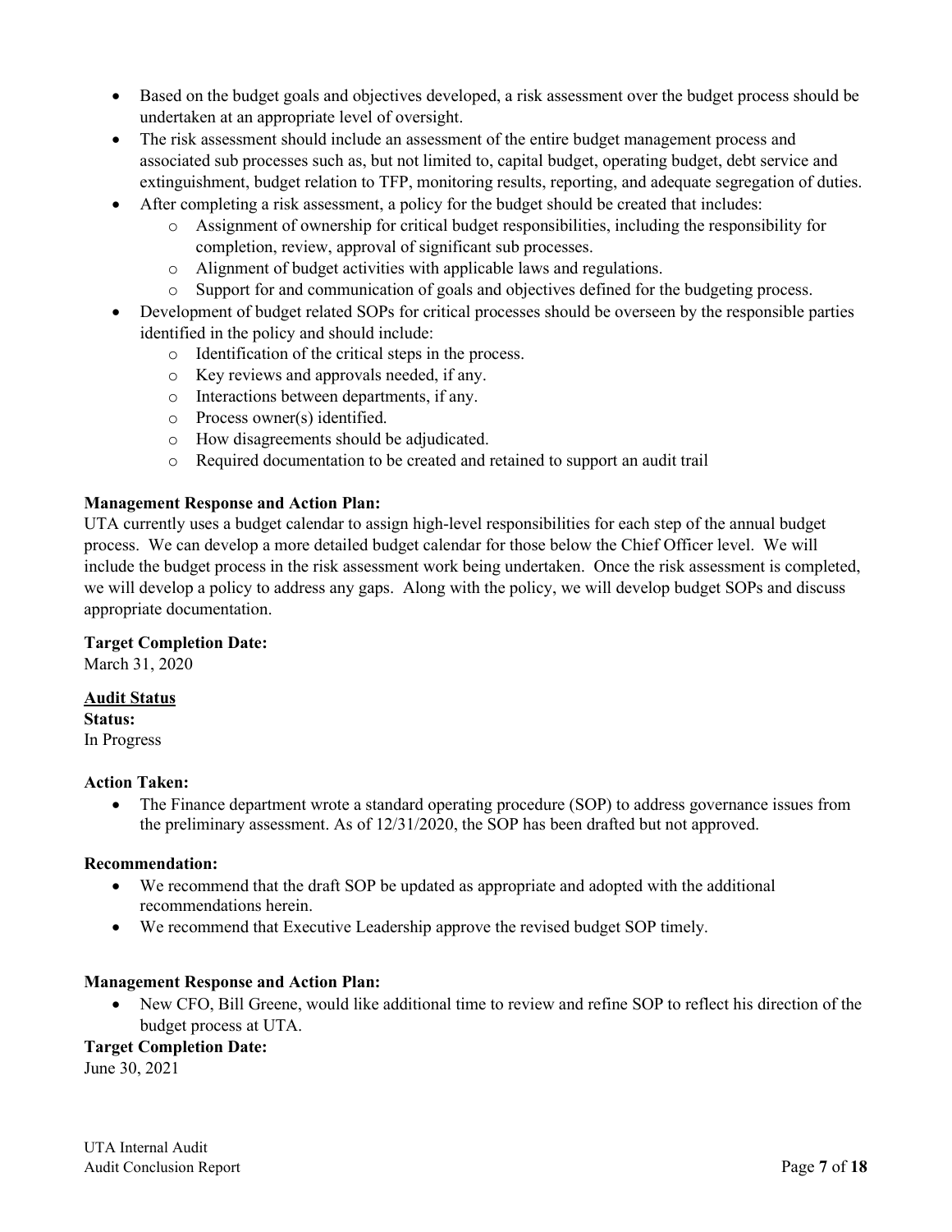- Based on the budget goals and objectives developed, a risk assessment over the budget process should be undertaken at an appropriate level of oversight.
- The risk assessment should include an assessment of the entire budget management process and associated sub processes such as, but not limited to, capital budget, operating budget, debt service and extinguishment, budget relation to TFP, monitoring results, reporting, and adequate segregation of duties.
- After completing a risk assessment, a policy for the budget should be created that includes:
  - Assignment of ownership for critical budget responsibilities, including the responsibility for completion, review, approval of significant sub processes.
  - Alignment of budget activities with applicable laws and regulations.
  - Support for and communication of goals and objectives defined for the budgeting process.
- Development of budget related SOPs for critical processes should be overseen by the responsible parties identified in the policy and should include:
  - Identification of the critical steps in the process.
  - Key reviews and approvals needed, if any.
  - Interactions between departments, if any.
  - Process owner(s) identified.
  - How disagreements should be adjudicated.
  - Required documentation to be created and retained to support an audit trail

**Management Response and Action Plan:**
UTA currently uses a budget calendar to assign high-level responsibilities for each step of the annual budget process. We can develop a more detailed budget calendar for those below the Chief Officer level. We will include the budget process in the risk assessment work being undertaken. Once the risk assessment is completed, we will develop a policy to address any gaps. Along with the policy, we will develop budget SOPs and discuss appropriate documentation.

**Target Completion Date:**
March 31, 2020

**Audit Status**

**Status:**
In Progress

**Action Taken:**

- The Finance department wrote a standard operating procedure (SOP) to address governance issues from the preliminary assessment. As of 12/31/2020, the SOP has been drafted but not approved.

**Recommendation:**

- We recommend that the draft SOP be updated as appropriate and adopted with the additional recommendations herein.
- We recommend that Executive Leadership approve the revised budget SOP timely.

**Management Response and Action Plan:**

- New CFO, Bill Greene, would like additional time to review and refine SOP to reflect his direction of the budget process at UTA.

**Target Completion Date:**
June 30, 2021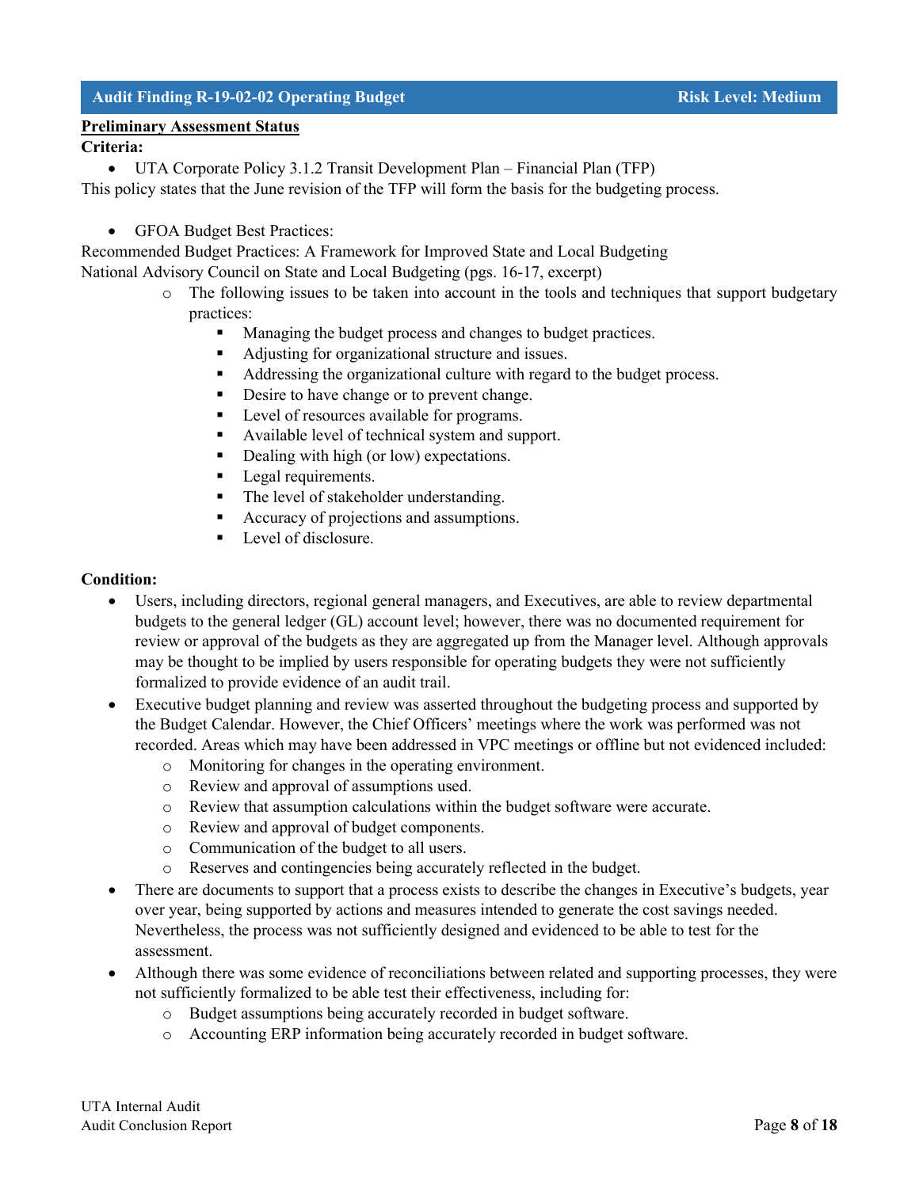## Audit Finding R-19-02-02 Operating Budget — Risk Level: Medium

**<u>Preliminary Assessment Status</u>**

**Criteria:**

- UTA Corporate Policy 3.1.2 Transit Development Plan – Financial Plan (TFP)

This policy states that the June revision of the TFP will form the basis for the budgeting process.

- GFOA Budget Best Practices:

Recommended Budget Practices: A Framework for Improved State and Local Budgeting
National Advisory Council on State and Local Budgeting (pgs. 16-17, excerpt)

- The following issues to be taken into account in the tools and techniques that support budgetary practices:
  - Managing the budget process and changes to budget practices.
  - Adjusting for organizational structure and issues.
  - Addressing the organizational culture with regard to the budget process.
  - Desire to have change or to prevent change.
  - Level of resources available for programs.
  - Available level of technical system and support.
  - Dealing with high (or low) expectations.
  - Legal requirements.
  - The level of stakeholder understanding.
  - Accuracy of projections and assumptions.
  - Level of disclosure.

**Condition:**

- Users, including directors, regional general managers, and Executives, are able to review departmental budgets to the general ledger (GL) account level; however, there was no documented requirement for review or approval of the budgets as they are aggregated up from the Manager level. Although approvals may be thought to be implied by users responsible for operating budgets they were not sufficiently formalized to provide evidence of an audit trail.
- Executive budget planning and review was asserted throughout the budgeting process and supported by the Budget Calendar. However, the Chief Officers' meetings where the work was performed was not recorded. Areas which may have been addressed in VPC meetings or offline but not evidenced included:
  - Monitoring for changes in the operating environment.
  - Review and approval of assumptions used.
  - Review that assumption calculations within the budget software were accurate.
  - Review and approval of budget components.
  - Communication of the budget to all users.
  - Reserves and contingencies being accurately reflected in the budget.
- There are documents to support that a process exists to describe the changes in Executive's budgets, year over year, being supported by actions and measures intended to generate the cost savings needed. Nevertheless, the process was not sufficiently designed and evidenced to be able to test for the assessment.
- Although there was some evidence of reconciliations between related and supporting processes, they were not sufficiently formalized to be able test their effectiveness, including for:
  - Budget assumptions being accurately recorded in budget software.
  - Accounting ERP information being accurately recorded in budget software.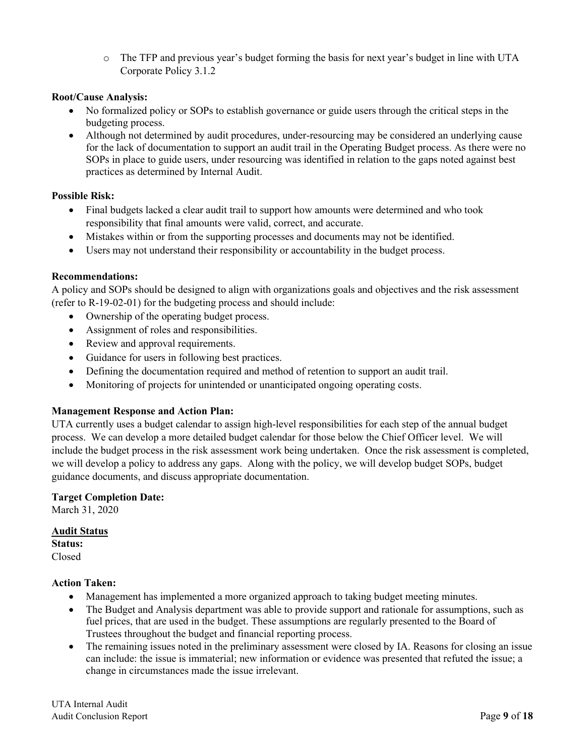- The TFP and previous year's budget forming the basis for next year's budget in line with UTA Corporate Policy 3.1.2

**Root/Cause Analysis:**

- No formalized policy or SOPs to establish governance or guide users through the critical steps in the budgeting process.
- Although not determined by audit procedures, under-resourcing may be considered an underlying cause for the lack of documentation to support an audit trail in the Operating Budget process. As there were no SOPs in place to guide users, under resourcing was identified in relation to the gaps noted against best practices as determined by Internal Audit.

**Possible Risk:**

- Final budgets lacked a clear audit trail to support how amounts were determined and who took responsibility that final amounts were valid, correct, and accurate.
- Mistakes within or from the supporting processes and documents may not be identified.
- Users may not understand their responsibility or accountability in the budget process.

**Recommendations:**

A policy and SOPs should be designed to align with organizations goals and objectives and the risk assessment (refer to R-19-02-01) for the budgeting process and should include:

- Ownership of the operating budget process.
- Assignment of roles and responsibilities.
- Review and approval requirements.
- Guidance for users in following best practices.
- Defining the documentation required and method of retention to support an audit trail.
- Monitoring of projects for unintended or unanticipated ongoing operating costs.

**Management Response and Action Plan:**

UTA currently uses a budget calendar to assign high-level responsibilities for each step of the annual budget process. We can develop a more detailed budget calendar for those below the Chief Officer level. We will include the budget process in the risk assessment work being undertaken. Once the risk assessment is completed, we will develop a policy to address any gaps. Along with the policy, we will develop budget SOPs, budget guidance documents, and discuss appropriate documentation.

**Target Completion Date:**

March 31, 2020

**<u>Audit Status</u>**

**Status:**

Closed

**Action Taken:**

- Management has implemented a more organized approach to taking budget meeting minutes.
- The Budget and Analysis department was able to provide support and rationale for assumptions, such as fuel prices, that are used in the budget. These assumptions are regularly presented to the Board of Trustees throughout the budget and financial reporting process.
- The remaining issues noted in the preliminary assessment were closed by IA. Reasons for closing an issue can include: the issue is immaterial; new information or evidence was presented that refuted the issue; a change in circumstances made the issue irrelevant.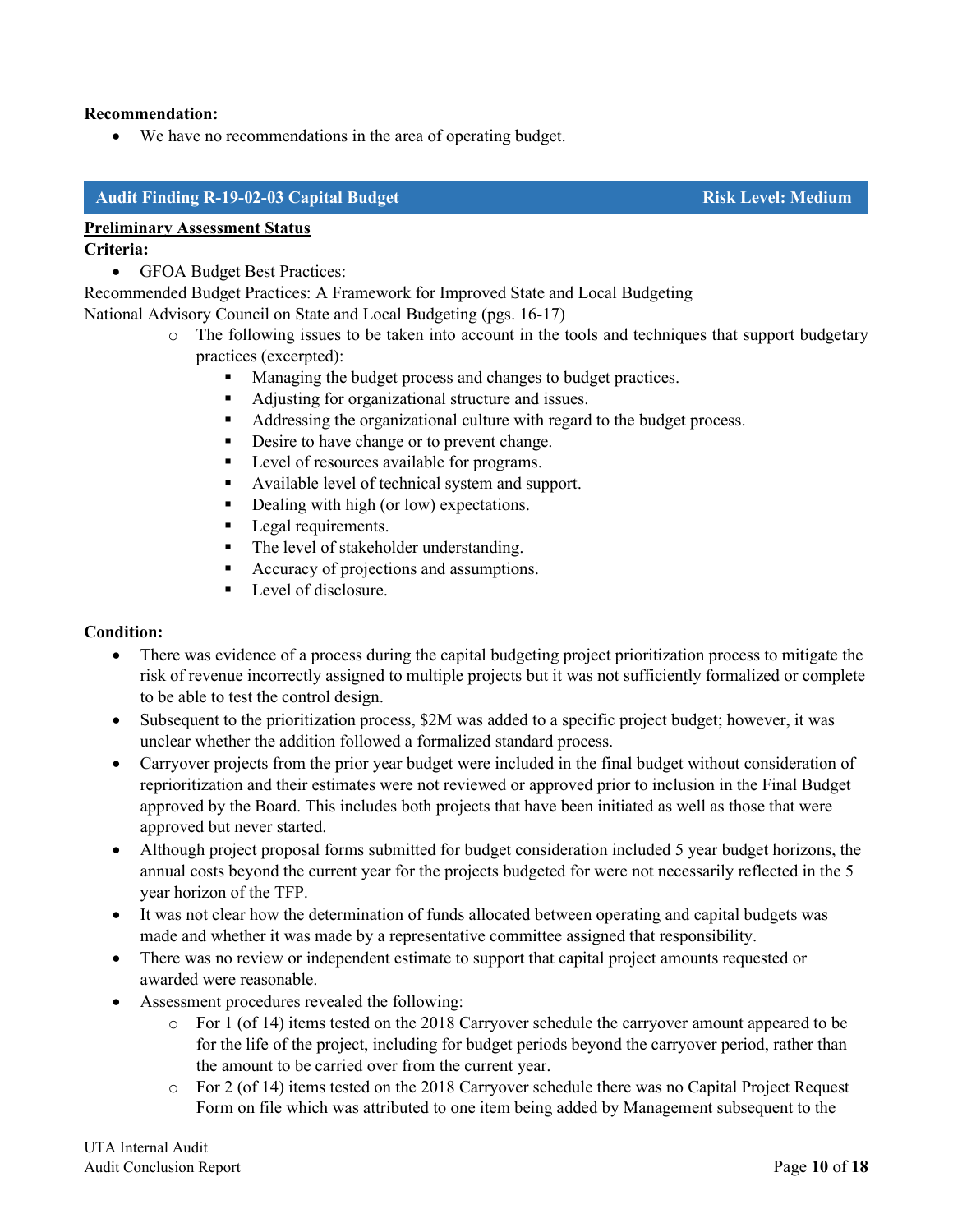**Recommendation:**

- We have no recommendations in the area of operating budget.

## Audit Finding R-19-02-03 Capital Budget — Risk Level: Medium

**Preliminary Assessment Status**

**Criteria:**

- GFOA Budget Best Practices:

Recommended Budget Practices: A Framework for Improved State and Local Budgeting
National Advisory Council on State and Local Budgeting (pgs. 16-17)

  - The following issues to be taken into account in the tools and techniques that support budgetary practices (excerpted):
    - Managing the budget process and changes to budget practices.
    - Adjusting for organizational structure and issues.
    - Addressing the organizational culture with regard to the budget process.
    - Desire to have change or to prevent change.
    - Level of resources available for programs.
    - Available level of technical system and support.
    - Dealing with high (or low) expectations.
    - Legal requirements.
    - The level of stakeholder understanding.
    - Accuracy of projections and assumptions.
    - Level of disclosure.

**Condition:**

- There was evidence of a process during the capital budgeting project prioritization process to mitigate the risk of revenue incorrectly assigned to multiple projects but it was not sufficiently formalized or complete to be able to test the control design.
- Subsequent to the prioritization process, $2M was added to a specific project budget; however, it was unclear whether the addition followed a formalized standard process.
- Carryover projects from the prior year budget were included in the final budget without consideration of reprioritization and their estimates were not reviewed or approved prior to inclusion in the Final Budget approved by the Board. This includes both projects that have been initiated as well as those that were approved but never started.
- Although project proposal forms submitted for budget consideration included 5 year budget horizons, the annual costs beyond the current year for the projects budgeted for were not necessarily reflected in the 5 year horizon of the TFP.
- It was not clear how the determination of funds allocated between operating and capital budgets was made and whether it was made by a representative committee assigned that responsibility.
- There was no review or independent estimate to support that capital project amounts requested or awarded were reasonable.
- Assessment procedures revealed the following:
  - For 1 (of 14) items tested on the 2018 Carryover schedule the carryover amount appeared to be for the life of the project, including for budget periods beyond the carryover period, rather than the amount to be carried over from the current year.
  - For 2 (of 14) items tested on the 2018 Carryover schedule there was no Capital Project Request Form on file which was attributed to one item being added by Management subsequent to the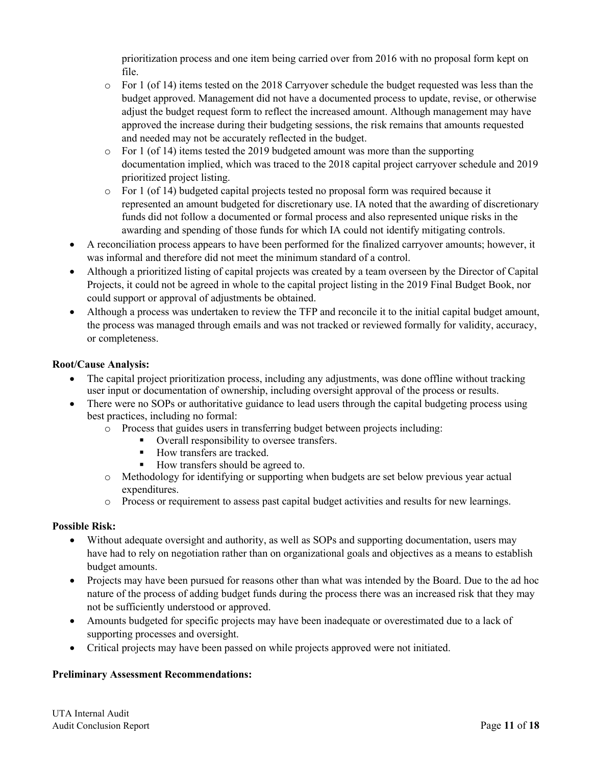prioritization process and one item being carried over from 2016 with no proposal form kept on file.
  - For 1 (of 14) items tested on the 2018 Carryover schedule the budget requested was less than the budget approved. Management did not have a documented process to update, revise, or otherwise adjust the budget request form to reflect the increased amount. Although management may have approved the increase during their budgeting sessions, the risk remains that amounts requested and needed may not be accurately reflected in the budget.
  - For 1 (of 14) items tested the 2019 budgeted amount was more than the supporting documentation implied, which was traced to the 2018 capital project carryover schedule and 2019 prioritized project listing.
  - For 1 (of 14) budgeted capital projects tested no proposal form was required because it represented an amount budgeted for discretionary use. IA noted that the awarding of discretionary funds did not follow a documented or formal process and also represented unique risks in the awarding and spending of those funds for which IA could not identify mitigating controls.
- A reconciliation process appears to have been performed for the finalized carryover amounts; however, it was informal and therefore did not meet the minimum standard of a control.
- Although a prioritized listing of capital projects was created by a team overseen by the Director of Capital Projects, it could not be agreed in whole to the capital project listing in the 2019 Final Budget Book, nor could support or approval of adjustments be obtained.
- Although a process was undertaken to review the TFP and reconcile it to the initial capital budget amount, the process was managed through emails and was not tracked or reviewed formally for validity, accuracy, or completeness.

**Root/Cause Analysis:**

- The capital project prioritization process, including any adjustments, was done offline without tracking user input or documentation of ownership, including oversight approval of the process or results.
- There were no SOPs or authoritative guidance to lead users through the capital budgeting process using best practices, including no formal:
  - Process that guides users in transferring budget between projects including:
    - Overall responsibility to oversee transfers.
    - How transfers are tracked.
    - How transfers should be agreed to.
  - Methodology for identifying or supporting when budgets are set below previous year actual expenditures.
  - Process or requirement to assess past capital budget activities and results for new learnings.

**Possible Risk:**

- Without adequate oversight and authority, as well as SOPs and supporting documentation, users may have had to rely on negotiation rather than on organizational goals and objectives as a means to establish budget amounts.
- Projects may have been pursued for reasons other than what was intended by the Board. Due to the ad hoc nature of the process of adding budget funds during the process there was an increased risk that they may not be sufficiently understood or approved.
- Amounts budgeted for specific projects may have been inadequate or overestimated due to a lack of supporting processes and oversight.
- Critical projects may have been passed on while projects approved were not initiated.

**Preliminary Assessment Recommendations:**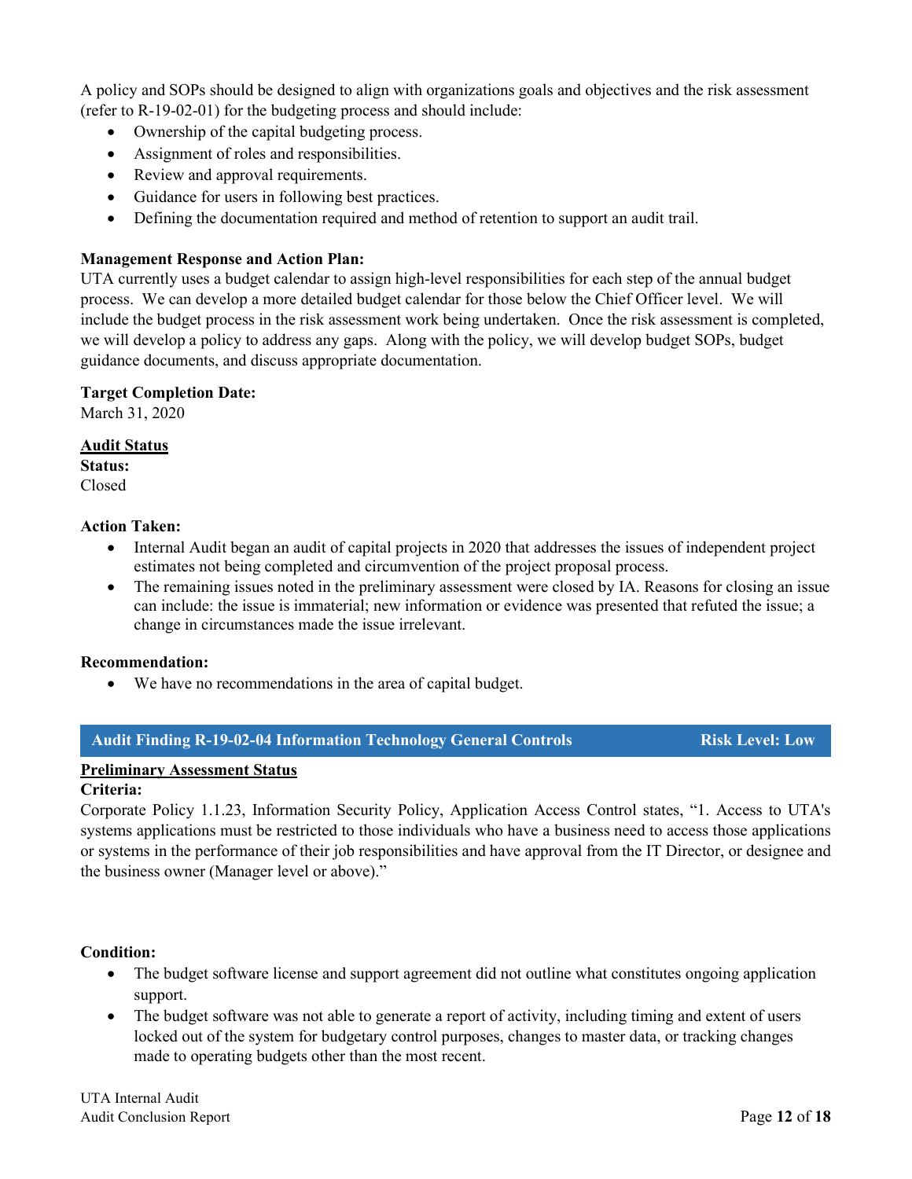A policy and SOPs should be designed to align with organizations goals and objectives and the risk assessment (refer to R-19-02-01) for the budgeting process and should include:

- Ownership of the capital budgeting process.
- Assignment of roles and responsibilities.
- Review and approval requirements.
- Guidance for users in following best practices.
- Defining the documentation required and method of retention to support an audit trail.

**Management Response and Action Plan:**
UTA currently uses a budget calendar to assign high-level responsibilities for each step of the annual budget process. We can develop a more detailed budget calendar for those below the Chief Officer level. We will include the budget process in the risk assessment work being undertaken. Once the risk assessment is completed, we will develop a policy to address any gaps. Along with the policy, we will develop budget SOPs, budget guidance documents, and discuss appropriate documentation.

**Target Completion Date:**
March 31, 2020

**Audit Status**

**Status:**
Closed

**Action Taken:**

- Internal Audit began an audit of capital projects in 2020 that addresses the issues of independent project estimates not being completed and circumvention of the project proposal process.
- The remaining issues noted in the preliminary assessment were closed by IA. Reasons for closing an issue can include: the issue is immaterial; new information or evidence was presented that refuted the issue; a change in circumstances made the issue irrelevant.

**Recommendation:**

- We have no recommendations in the area of capital budget.

## Audit Finding R-19-02-04 Information Technology General Controls — Risk Level: Low

**Preliminary Assessment Status**

**Criteria:**
Corporate Policy 1.1.23, Information Security Policy, Application Access Control states, "1. Access to UTA's systems applications must be restricted to those individuals who have a business need to access those applications or systems in the performance of their job responsibilities and have approval from the IT Director, or designee and the business owner (Manager level or above)."

**Condition:**

- The budget software license and support agreement did not outline what constitutes ongoing application support.
- The budget software was not able to generate a report of activity, including timing and extent of users locked out of the system for budgetary control purposes, changes to master data, or tracking changes made to operating budgets other than the most recent.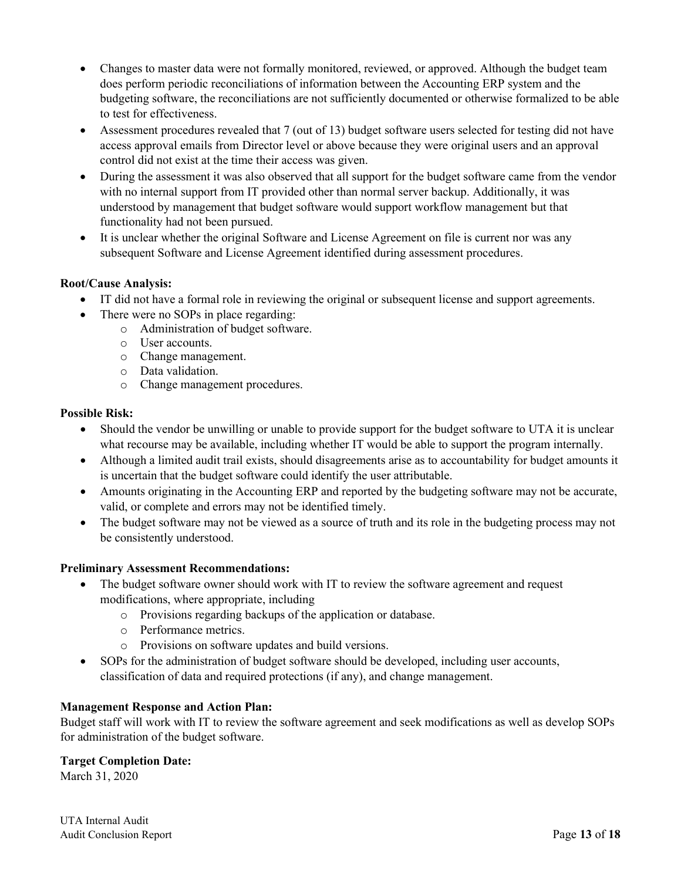- Changes to master data were not formally monitored, reviewed, or approved. Although the budget team does perform periodic reconciliations of information between the Accounting ERP system and the budgeting software, the reconciliations are not sufficiently documented or otherwise formalized to be able to test for effectiveness.
- Assessment procedures revealed that 7 (out of 13) budget software users selected for testing did not have access approval emails from Director level or above because they were original users and an approval control did not exist at the time their access was given.
- During the assessment it was also observed that all support for the budget software came from the vendor with no internal support from IT provided other than normal server backup. Additionally, it was understood by management that budget software would support workflow management but that functionality had not been pursued.
- It is unclear whether the original Software and License Agreement on file is current nor was any subsequent Software and License Agreement identified during assessment procedures.

**Root/Cause Analysis:**

- IT did not have a formal role in reviewing the original or subsequent license and support agreements.
- There were no SOPs in place regarding:
    - Administration of budget software.
    - User accounts.
    - Change management.
    - Data validation.
    - Change management procedures.

**Possible Risk:**

- Should the vendor be unwilling or unable to provide support for the budget software to UTA it is unclear what recourse may be available, including whether IT would be able to support the program internally.
- Although a limited audit trail exists, should disagreements arise as to accountability for budget amounts it is uncertain that the budget software could identify the user attributable.
- Amounts originating in the Accounting ERP and reported by the budgeting software may not be accurate, valid, or complete and errors may not be identified timely.
- The budget software may not be viewed as a source of truth and its role in the budgeting process may not be consistently understood.

**Preliminary Assessment Recommendations:**

- The budget software owner should work with IT to review the software agreement and request modifications, where appropriate, including
    - Provisions regarding backups of the application or database.
    - Performance metrics.
    - Provisions on software updates and build versions.
- SOPs for the administration of budget software should be developed, including user accounts, classification of data and required protections (if any), and change management.

**Management Response and Action Plan:**

Budget staff will work with IT to review the software agreement and seek modifications as well as develop SOPs for administration of the budget software.

**Target Completion Date:**

March 31, 2020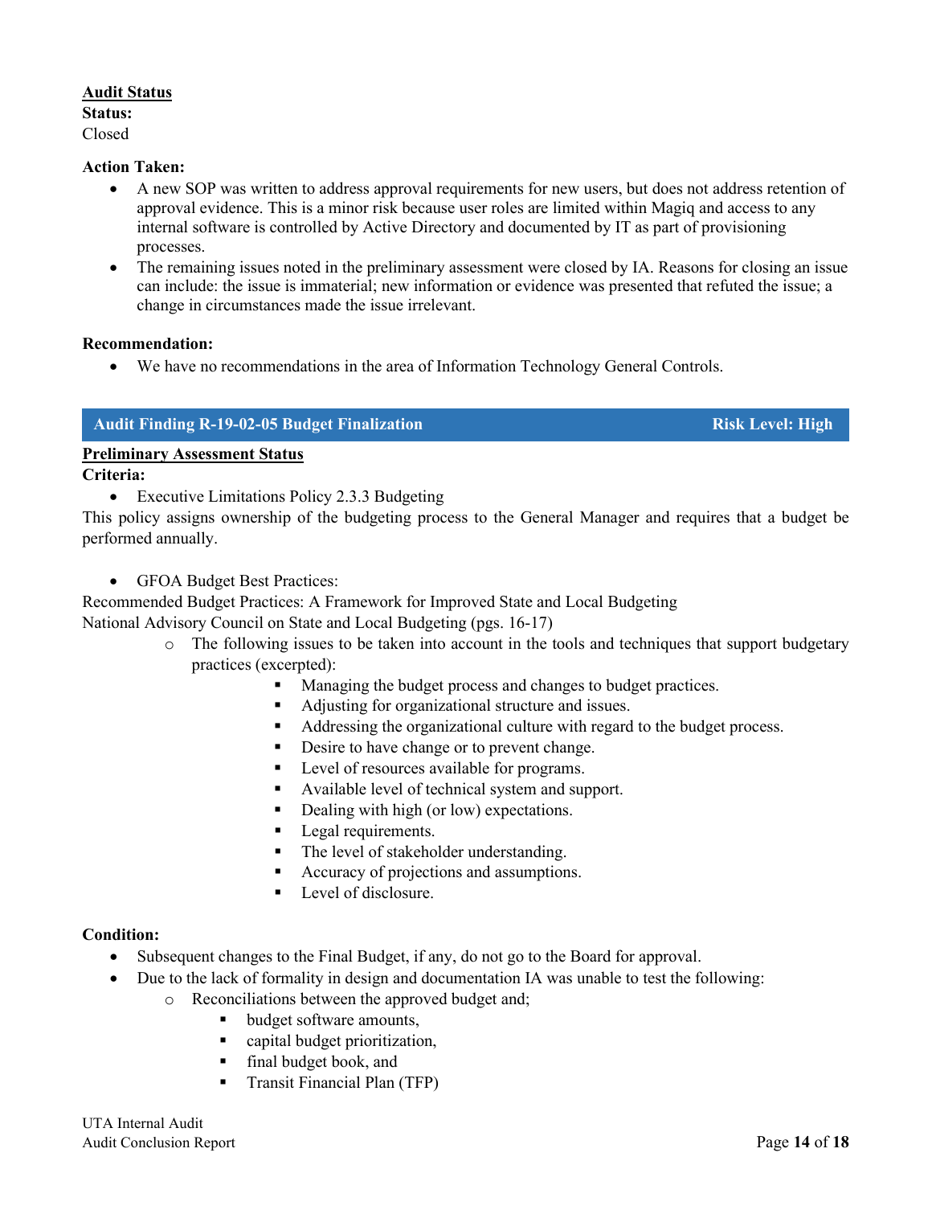**Audit Status**

**Status:**

Closed

**Action Taken:**

- A new SOP was written to address approval requirements for new users, but does not address retention of approval evidence. This is a minor risk because user roles are limited within Magiq and access to any internal software is controlled by Active Directory and documented by IT as part of provisioning processes.
- The remaining issues noted in the preliminary assessment were closed by IA. Reasons for closing an issue can include: the issue is immaterial; new information or evidence was presented that refuted the issue; a change in circumstances made the issue irrelevant.

**Recommendation:**

- We have no recommendations in the area of Information Technology General Controls.

## Audit Finding R-19-02-05 Budget Finalization — Risk Level: High

**Preliminary Assessment Status**

**Criteria:**

- Executive Limitations Policy 2.3.3 Budgeting

This policy assigns ownership of the budgeting process to the General Manager and requires that a budget be performed annually.

- GFOA Budget Best Practices:

Recommended Budget Practices: A Framework for Improved State and Local Budgeting
National Advisory Council on State and Local Budgeting (pgs. 16-17)

  - The following issues to be taken into account in the tools and techniques that support budgetary practices (excerpted):
    - Managing the budget process and changes to budget practices.
    - Adjusting for organizational structure and issues.
    - Addressing the organizational culture with regard to the budget process.
    - Desire to have change or to prevent change.
    - Level of resources available for programs.
    - Available level of technical system and support.
    - Dealing with high (or low) expectations.
    - Legal requirements.
    - The level of stakeholder understanding.
    - Accuracy of projections and assumptions.
    - Level of disclosure.

**Condition:**

- Subsequent changes to the Final Budget, if any, do not go to the Board for approval.
- Due to the lack of formality in design and documentation IA was unable to test the following:
  - Reconciliations between the approved budget and;
    - budget software amounts,
    - capital budget prioritization,
    - final budget book, and
    - Transit Financial Plan (TFP)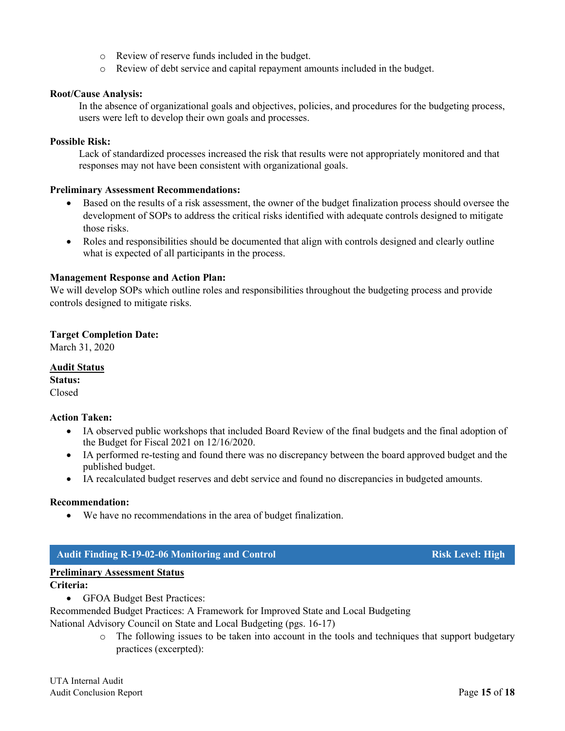- Review of reserve funds included in the budget.
    - Review of debt service and capital repayment amounts included in the budget.

**Root/Cause Analysis:**

In the absence of organizational goals and objectives, policies, and procedures for the budgeting process, users were left to develop their own goals and processes.

**Possible Risk:**

Lack of standardized processes increased the risk that results were not appropriately monitored and that responses may not have been consistent with organizational goals.

**Preliminary Assessment Recommendations:**

- Based on the results of a risk assessment, the owner of the budget finalization process should oversee the development of SOPs to address the critical risks identified with adequate controls designed to mitigate those risks.
- Roles and responsibilities should be documented that align with controls designed and clearly outline what is expected of all participants in the process.

**Management Response and Action Plan:**

We will develop SOPs which outline roles and responsibilities throughout the budgeting process and provide controls designed to mitigate risks.

**Target Completion Date:**

March 31, 2020

**Audit Status**

**Status:**

Closed

**Action Taken:**

- IA observed public workshops that included Board Review of the final budgets and the final adoption of the Budget for Fiscal 2021 on 12/16/2020.
- IA performed re-testing and found there was no discrepancy between the board approved budget and the published budget.
- IA recalculated budget reserves and debt service and found no discrepancies in budgeted amounts.

**Recommendation:**

- We have no recommendations in the area of budget finalization.

## Audit Finding R-19-02-06 Monitoring and Control — Risk Level: High

**Preliminary Assessment Status**

**Criteria:**

- GFOA Budget Best Practices:

Recommended Budget Practices: A Framework for Improved State and Local Budgeting
National Advisory Council on State and Local Budgeting (pgs. 16-17)

    - The following issues to be taken into account in the tools and techniques that support budgetary practices (excerpted):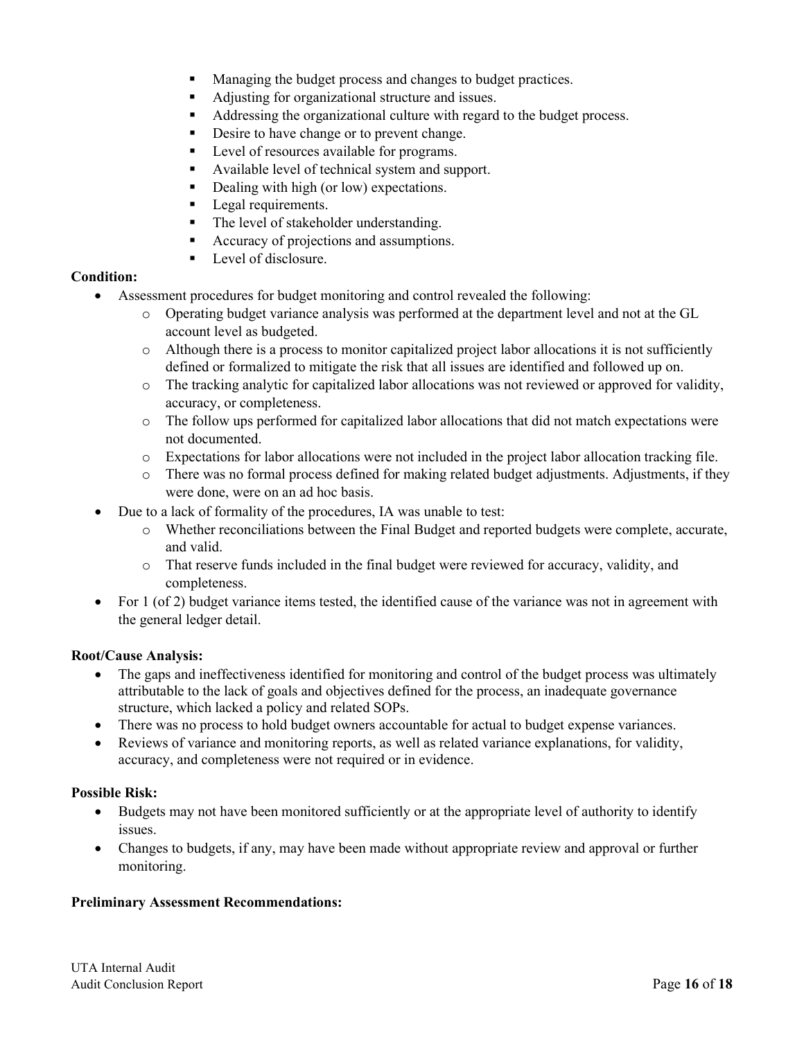- Managing the budget process and changes to budget practices.
- Adjusting for organizational structure and issues.
- Addressing the organizational culture with regard to the budget process.
- Desire to have change or to prevent change.
- Level of resources available for programs.
- Available level of technical system and support.
- Dealing with high (or low) expectations.
- Legal requirements.
- The level of stakeholder understanding.
- Accuracy of projections and assumptions.
- Level of disclosure.

**Condition:**

- Assessment procedures for budget monitoring and control revealed the following:
  - Operating budget variance analysis was performed at the department level and not at the GL account level as budgeted.
  - Although there is a process to monitor capitalized project labor allocations it is not sufficiently defined or formalized to mitigate the risk that all issues are identified and followed up on.
  - The tracking analytic for capitalized labor allocations was not reviewed or approved for validity, accuracy, or completeness.
  - The follow ups performed for capitalized labor allocations that did not match expectations were not documented.
  - Expectations for labor allocations were not included in the project labor allocation tracking file.
  - There was no formal process defined for making related budget adjustments. Adjustments, if they were done, were on an ad hoc basis.
- Due to a lack of formality of the procedures, IA was unable to test:
  - Whether reconciliations between the Final Budget and reported budgets were complete, accurate, and valid.
  - That reserve funds included in the final budget were reviewed for accuracy, validity, and completeness.
- For 1 (of 2) budget variance items tested, the identified cause of the variance was not in agreement with the general ledger detail.

**Root/Cause Analysis:**

- The gaps and ineffectiveness identified for monitoring and control of the budget process was ultimately attributable to the lack of goals and objectives defined for the process, an inadequate governance structure, which lacked a policy and related SOPs.
- There was no process to hold budget owners accountable for actual to budget expense variances.
- Reviews of variance and monitoring reports, as well as related variance explanations, for validity, accuracy, and completeness were not required or in evidence.

**Possible Risk:**

- Budgets may not have been monitored sufficiently or at the appropriate level of authority to identify issues.
- Changes to budgets, if any, may have been made without appropriate review and approval or further monitoring.

**Preliminary Assessment Recommendations:**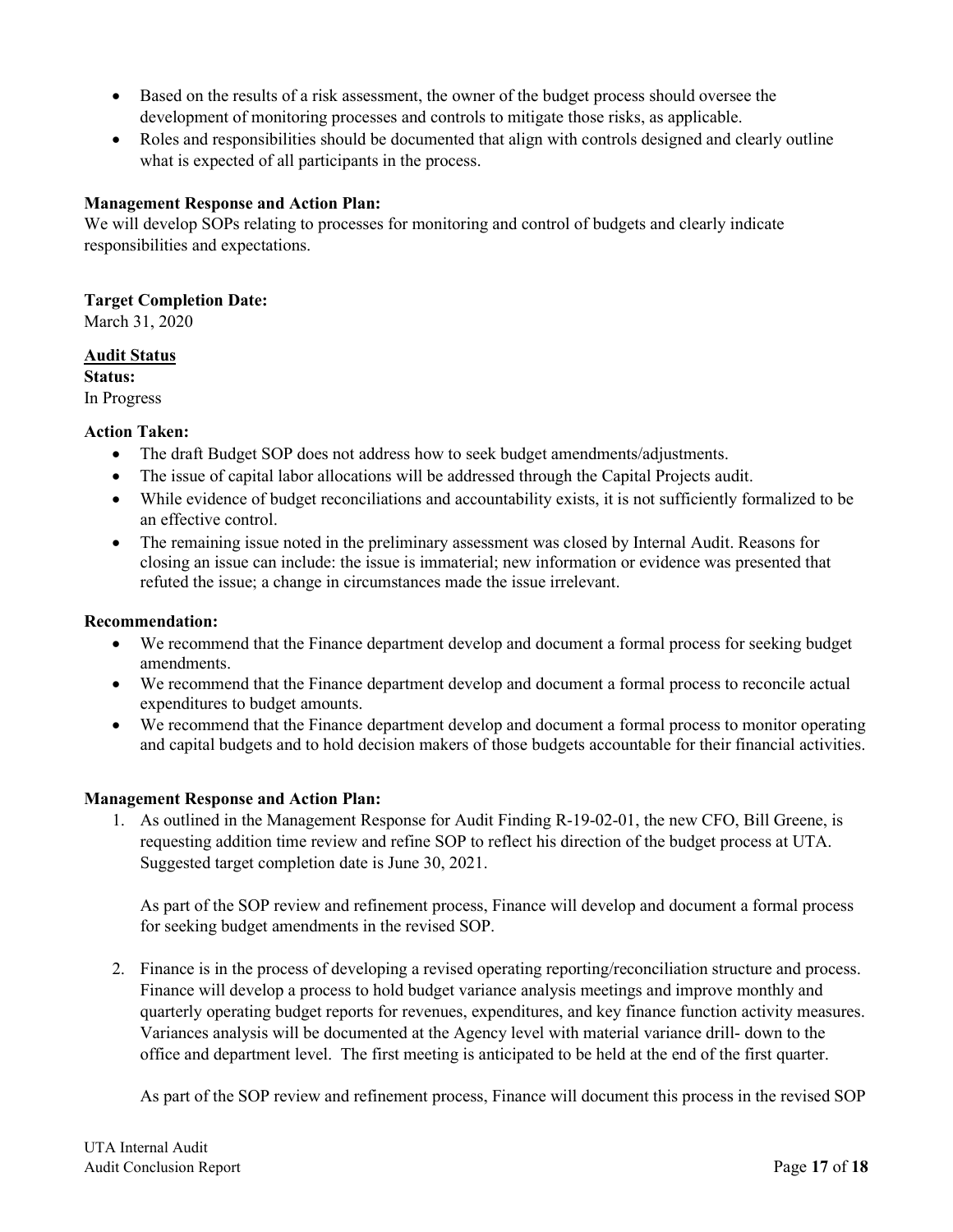- Based on the results of a risk assessment, the owner of the budget process should oversee the development of monitoring processes and controls to mitigate those risks, as applicable.
- Roles and responsibilities should be documented that align with controls designed and clearly outline what is expected of all participants in the process.

**Management Response and Action Plan:**
We will develop SOPs relating to processes for monitoring and control of budgets and clearly indicate responsibilities and expectations.

**Target Completion Date:**
March 31, 2020

**Audit Status**

**Status:**
In Progress

**Action Taken:**

- The draft Budget SOP does not address how to seek budget amendments/adjustments.
- The issue of capital labor allocations will be addressed through the Capital Projects audit.
- While evidence of budget reconciliations and accountability exists, it is not sufficiently formalized to be an effective control.
- The remaining issue noted in the preliminary assessment was closed by Internal Audit. Reasons for closing an issue can include: the issue is immaterial; new information or evidence was presented that refuted the issue; a change in circumstances made the issue irrelevant.

**Recommendation:**

- We recommend that the Finance department develop and document a formal process for seeking budget amendments.
- We recommend that the Finance department develop and document a formal process to reconcile actual expenditures to budget amounts.
- We recommend that the Finance department develop and document a formal process to monitor operating and capital budgets and to hold decision makers of those budgets accountable for their financial activities.

**Management Response and Action Plan:**

1. As outlined in the Management Response for Audit Finding R-19-02-01, the new CFO, Bill Greene, is requesting addition time review and refine SOP to reflect his direction of the budget process at UTA. Suggested target completion date is June 30, 2021.

   As part of the SOP review and refinement process, Finance will develop and document a formal process for seeking budget amendments in the revised SOP.

2. Finance is in the process of developing a revised operating reporting/reconciliation structure and process. Finance will develop a process to hold budget variance analysis meetings and improve monthly and quarterly operating budget reports for revenues, expenditures, and key finance function activity measures. Variances analysis will be documented at the Agency level with material variance drill- down to the office and department level. The first meeting is anticipated to be held at the end of the first quarter.

   As part of the SOP review and refinement process, Finance will document this process in the revised SOP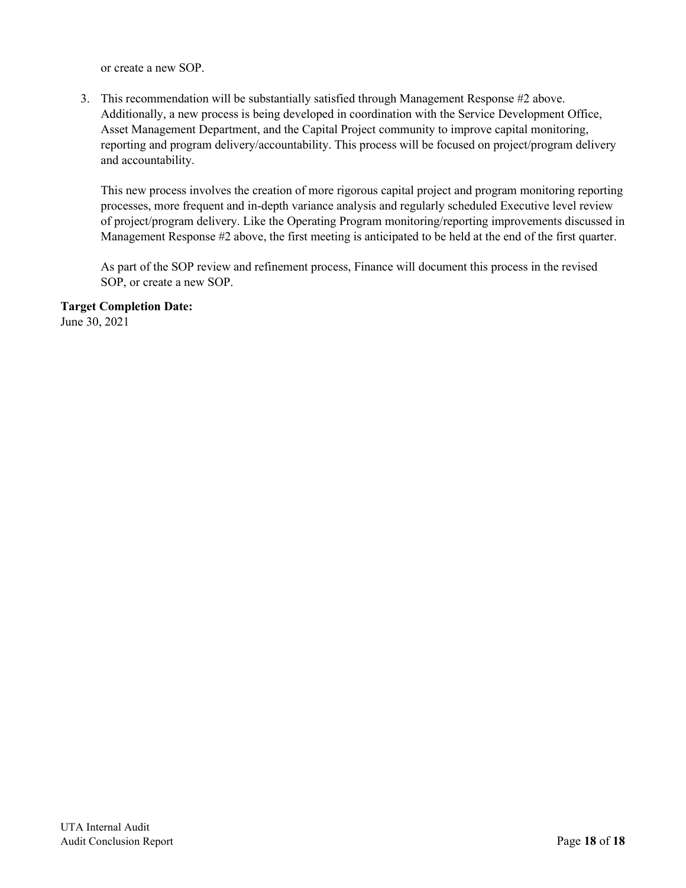or create a new SOP.

3. This recommendation will be substantially satisfied through Management Response #2 above. Additionally, a new process is being developed in coordination with the Service Development Office, Asset Management Department, and the Capital Project community to improve capital monitoring, reporting and program delivery/accountability. This process will be focused on project/program delivery and accountability.

   This new process involves the creation of more rigorous capital project and program monitoring reporting processes, more frequent and in-depth variance analysis and regularly scheduled Executive level review of project/program delivery. Like the Operating Program monitoring/reporting improvements discussed in Management Response #2 above, the first meeting is anticipated to be held at the end of the first quarter.

   As part of the SOP review and refinement process, Finance will document this process in the revised SOP, or create a new SOP.

**Target Completion Date:**
June 30, 2021